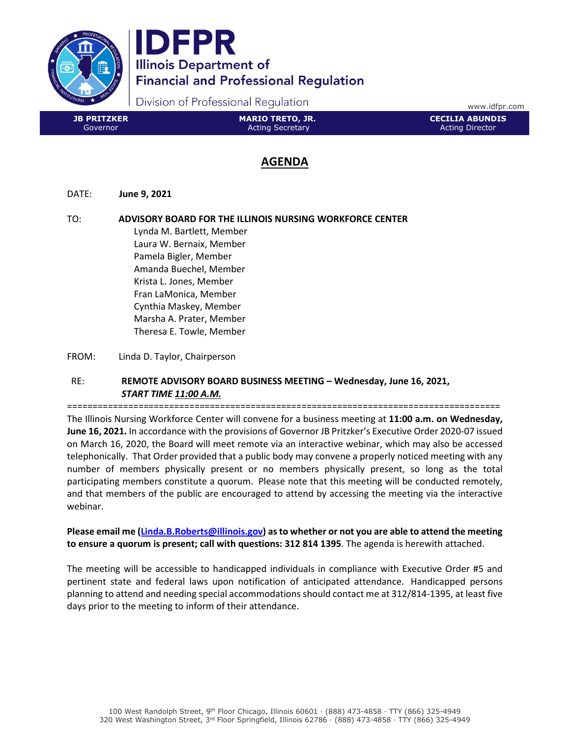# IDFPR

Illinois Department of Financial and Professional Regulation

Division of Professional Regulation

www.idfpr.com

| JB PRITZKER | MARIO TRETO, JR. | CECILIA ABUNDIS |
| --- | --- | --- |
| Governor | Acting Secretary | Acting Director |

## AGENDA

DATE: **June 9, 2021**

TO: **ADVISORY BOARD FOR THE ILLINOIS NURSING WORKFORCE CENTER**

Lynda M. Bartlett, Member
Laura W. Bernaix, Member
Pamela Bigler, Member
Amanda Buechel, Member
Krista L. Jones, Member
Fran LaMonica, Member
Cynthia Maskey, Member
Marsha A. Prater, Member
Theresa E. Towle, Member

FROM: Linda D. Taylor, Chairperson

RE: **REMOTE ADVISORY BOARD BUSINESS MEETING – Wednesday, June 16, 2021, *START TIME 11:00 A.M.***

=====================================================================================

The Illinois Nursing Workforce Center will convene for a business meeting at **11:00 a.m. on Wednesday, June 16, 2021.** In accordance with the provisions of Governor JB Pritzker's Executive Order 2020-07 issued on March 16, 2020, the Board will meet remote via an interactive webinar, which may also be accessed telephonically. That Order provided that a public body may convene a properly noticed meeting with any number of members physically present or no members physically present, so long as the total participating members constitute a quorum. Please note that this meeting will be conducted remotely, and that members of the public are encouraged to attend by accessing the meeting via the interactive webinar.

**Please email me (Linda.B.Roberts@illinois.gov) as to whether or not you are able to attend the meeting to ensure a quorum is present; call with questions: 312 814 1395**. The agenda is herewith attached.

The meeting will be accessible to handicapped individuals in compliance with Executive Order #5 and pertinent state and federal laws upon notification of anticipated attendance. Handicapped persons planning to attend and needing special accommodations should contact me at 312/814-1395, at least five days prior to the meeting to inform of their attendance.

100 West Randolph Street, 9th Floor Chicago, Illinois 60601 · (888) 473-4858 · TTY (866) 325-4949
320 West Washington Street, 3rd Floor Springfield, Illinois 62786 · (888) 473-4858 · TTY (866) 325-4949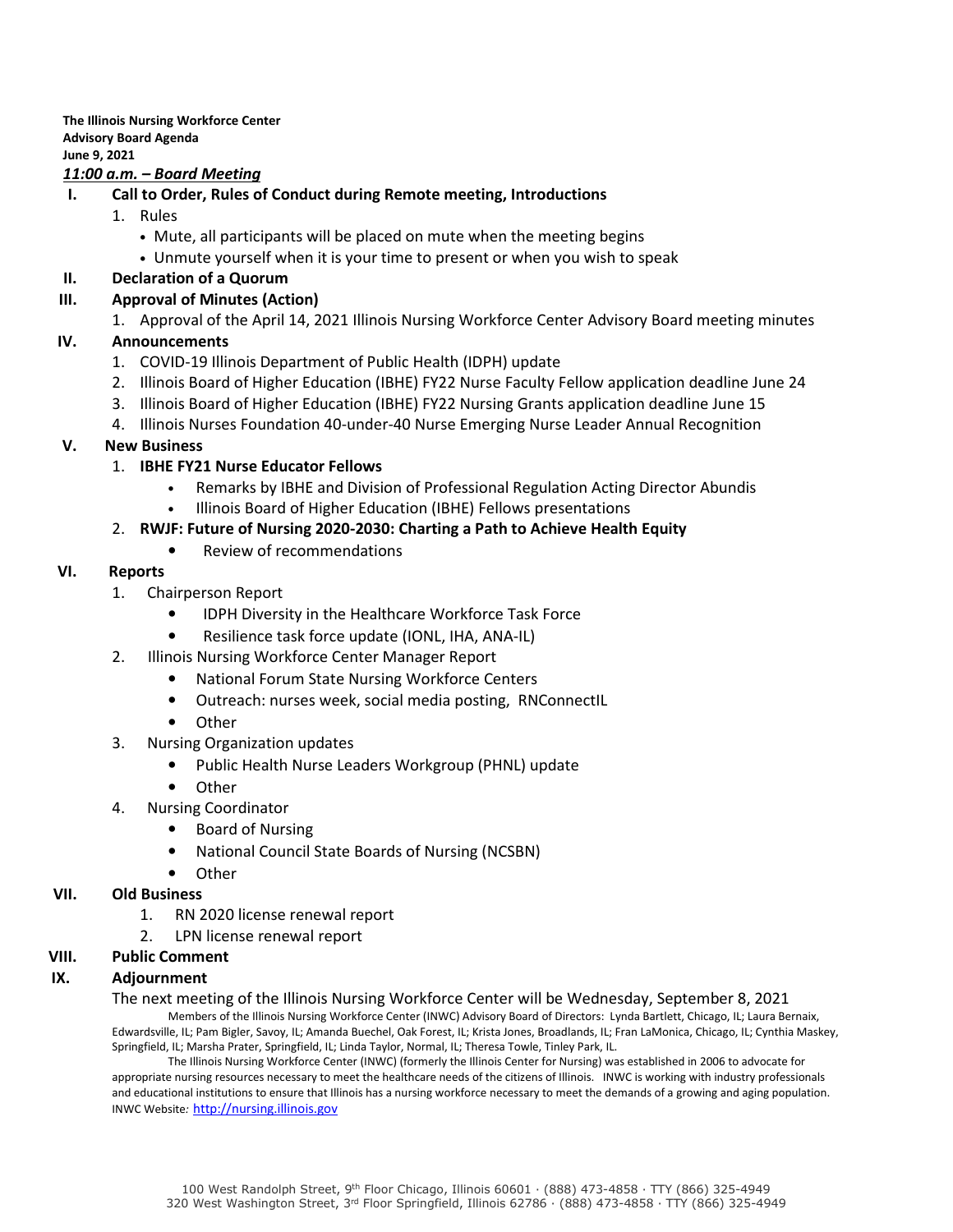**The Illinois Nursing Workforce Center**
**Advisory Board Agenda**
**June 9, 2021**

***11:00 a.m. – Board Meeting***

**I. Call to Order, Rules of Conduct during Remote meeting, Introductions**

1. Rules
   - Mute, all participants will be placed on mute when the meeting begins
   - Unmute yourself when it is your time to present or when you wish to speak

**II. Declaration of a Quorum**

**III. Approval of Minutes (Action)**

1. Approval of the April 14, 2021 Illinois Nursing Workforce Center Advisory Board meeting minutes

**IV. Announcements**

1. COVID-19 Illinois Department of Public Health (IDPH) update
2. Illinois Board of Higher Education (IBHE) FY22 Nurse Faculty Fellow application deadline June 24
3. Illinois Board of Higher Education (IBHE) FY22 Nursing Grants application deadline June 15
4. Illinois Nurses Foundation 40-under-40 Nurse Emerging Nurse Leader Annual Recognition

**V. New Business**

1. **IBHE FY21 Nurse Educator Fellows**
   - Remarks by IBHE and Division of Professional Regulation Acting Director Abundis
   - Illinois Board of Higher Education (IBHE) Fellows presentations
2. **RWJF: Future of Nursing 2020-2030: Charting a Path to Achieve Health Equity**
   - Review of recommendations

**VI. Reports**

1. Chairperson Report
   - IDPH Diversity in the Healthcare Workforce Task Force
   - Resilience task force update (IONL, IHA, ANA-IL)
2. Illinois Nursing Workforce Center Manager Report
   - National Forum State Nursing Workforce Centers
   - Outreach: nurses week, social media posting, RNConnectIL
   - Other
3. Nursing Organization updates
   - Public Health Nurse Leaders Workgroup (PHNL) update
   - Other
4. Nursing Coordinator
   - Board of Nursing
   - National Council State Boards of Nursing (NCSBN)
   - Other

**VII. Old Business**

1. RN 2020 license renewal report
2. LPN license renewal report

**VIII. Public Comment**

**IX. Adjournment**

The next meeting of the Illinois Nursing Workforce Center will be Wednesday, September 8, 2021

Members of the Illinois Nursing Workforce Center (INWC) Advisory Board of Directors: Lynda Bartlett, Chicago, IL; Laura Bernaix, Edwardsville, IL; Pam Bigler, Savoy, IL; Amanda Buechel, Oak Forest, IL; Krista Jones, Broadlands, IL; Fran LaMonica, Chicago, IL; Cynthia Maskey, Springfield, IL; Marsha Prater, Springfield, IL; Linda Taylor, Normal, IL; Theresa Towle, Tinley Park, IL.

The Illinois Nursing Workforce Center (INWC) (formerly the Illinois Center for Nursing) was established in 2006 to advocate for appropriate nursing resources necessary to meet the healthcare needs of the citizens of Illinois. INWC is working with industry professionals and educational institutions to ensure that Illinois has a nursing workforce necessary to meet the demands of a growing and aging population. INWC Website: http://nursing.illinois.gov

100 West Randolph Street, 9th Floor Chicago, Illinois 60601 · (888) 473-4858 · TTY (866) 325-4949
320 West Washington Street, 3rd Floor Springfield, Illinois 62786 · (888) 473-4858 · TTY (866) 325-4949